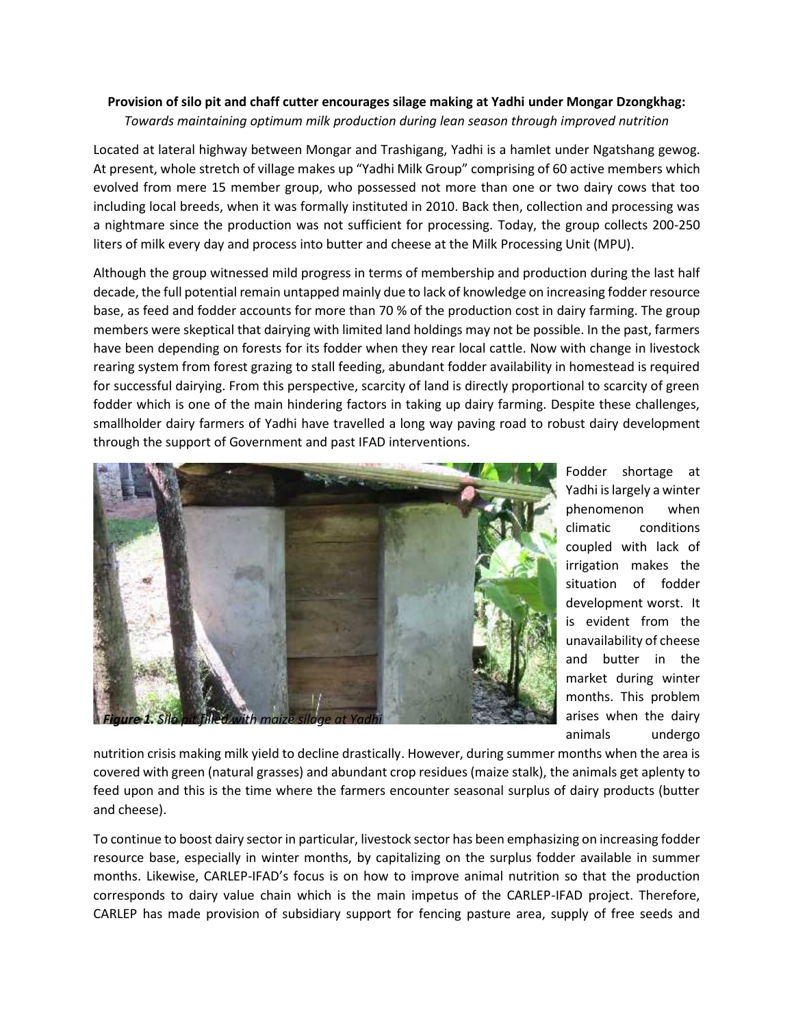**Provision of silo pit and chaff cutter encourages silage making at Yadhi under Mongar Dzongkhag:**

*Towards maintaining optimum milk production during lean season through improved nutrition*

Located at lateral highway between Mongar and Trashigang, Yadhi is a hamlet under Ngatshang gewog. At present, whole stretch of village makes up "Yadhi Milk Group" comprising of 60 active members which evolved from mere 15 member group, who possessed not more than one or two dairy cows that too including local breeds, when it was formally instituted in 2010. Back then, collection and processing was a nightmare since the production was not sufficient for processing. Today, the group collects 200-250 liters of milk every day and process into butter and cheese at the Milk Processing Unit (MPU).

Although the group witnessed mild progress in terms of membership and production during the last half decade, the full potential remain untapped mainly due to lack of knowledge on increasing fodder resource base, as feed and fodder accounts for more than 70 % of the production cost in dairy farming. The group members were skeptical that dairying with limited land holdings may not be possible. In the past, farmers have been depending on forests for its fodder when they rear local cattle. Now with change in livestock rearing system from forest grazing to stall feeding, abundant fodder availability in homestead is required for successful dairying. From this perspective, scarcity of land is directly proportional to scarcity of green fodder which is one of the main hindering factors in taking up dairy farming. Despite these challenges, smallholder dairy farmers of Yadhi have travelled a long way paving road to robust dairy development through the support of Government and past IFAD interventions.

***Figure 1.*** *Silo pit filled with maize silage at Yadhi*

Fodder shortage at Yadhi is largely a winter phenomenon when climatic conditions coupled with lack of irrigation makes the situation of fodder development worst. It is evident from the unavailability of cheese and butter in the market during winter months. This problem arises when the dairy animals undergo nutrition crisis making milk yield to decline drastically. However, during summer months when the area is covered with green (natural grasses) and abundant crop residues (maize stalk), the animals get aplenty to feed upon and this is the time where the farmers encounter seasonal surplus of dairy products (butter and cheese).

To continue to boost dairy sector in particular, livestock sector has been emphasizing on increasing fodder resource base, especially in winter months, by capitalizing on the surplus fodder available in summer months. Likewise, CARLEP-IFAD's focus is on how to improve animal nutrition so that the production corresponds to dairy value chain which is the main impetus of the CARLEP-IFAD project. Therefore, CARLEP has made provision of subsidiary support for fencing pasture area, supply of free seeds and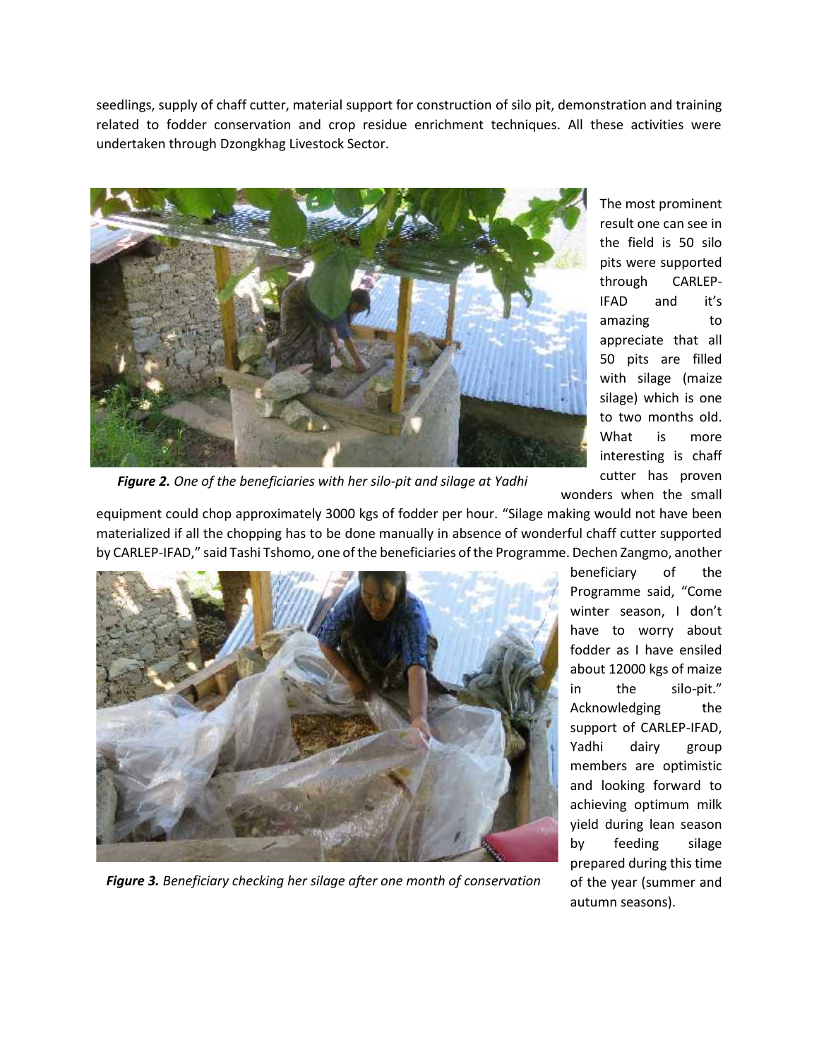seedlings, supply of chaff cutter, material support for construction of silo pit, demonstration and training related to fodder conservation and crop residue enrichment techniques. All these activities were undertaken through Dzongkhag Livestock Sector.

***Figure 2.*** *One of the beneficiaries with her silo-pit and silage at Yadhi*

The most prominent result one can see in the field is 50 silo pits were supported through CARLEP-IFAD and it's amazing to appreciate that all 50 pits are filled with silage (maize silage) which is one to two months old. What is more interesting is chaff cutter has proven wonders when the small equipment could chop approximately 3000 kgs of fodder per hour. "Silage making would not have been materialized if all the chopping has to be done manually in absence of wonderful chaff cutter supported by CARLEP-IFAD," said Tashi Tshomo, one of the beneficiaries of the Programme. Dechen Zangmo, another beneficiary of the Programme said, "Come winter season, I don't have to worry about fodder as I have ensiled about 12000 kgs of maize in the silo-pit." Acknowledging the support of CARLEP-IFAD, Yadhi dairy group members are optimistic and looking forward to achieving optimum milk yield during lean season by feeding silage prepared during this time of the year (summer and autumn seasons).

***Figure 3.*** *Beneficiary checking her silage after one month of conservation*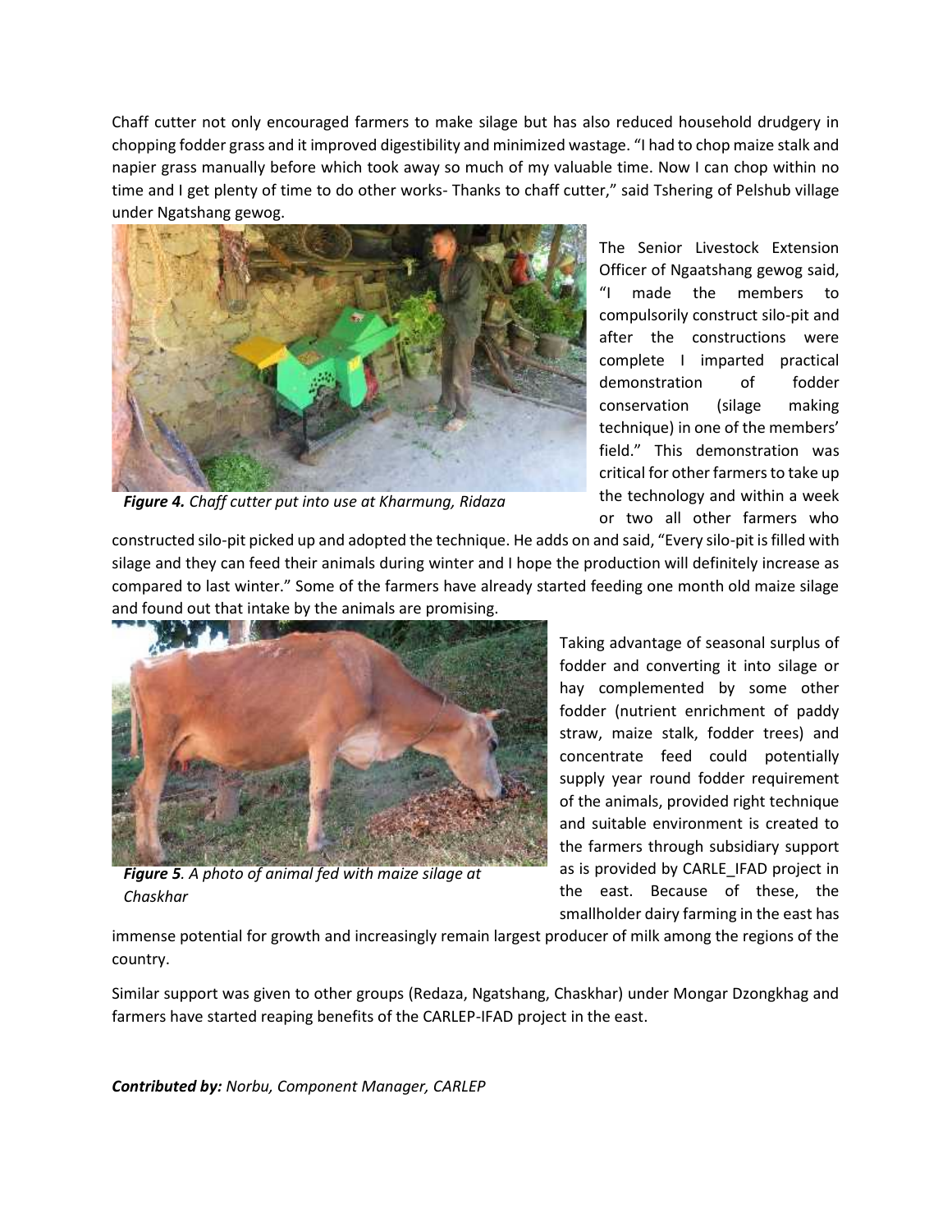Chaff cutter not only encouraged farmers to make silage but has also reduced household drudgery in chopping fodder grass and it improved digestibility and minimized wastage. "I had to chop maize stalk and napier grass manually before which took away so much of my valuable time. Now I can chop within no time and I get plenty of time to do other works- Thanks to chaff cutter," said Tshering of Pelshub village under Ngatshang gewog.

***Figure 4.*** *Chaff cutter put into use at Kharmung, Ridaza*

The Senior Livestock Extension Officer of Ngaatshang gewog said, "I made the members to compulsorily construct silo-pit and after the constructions were complete I imparted practical demonstration of fodder conservation (silage making technique) in one of the members' field." This demonstration was critical for other farmers to take up the technology and within a week or two all other farmers who constructed silo-pit picked up and adopted the technique. He adds on and said, "Every silo-pit is filled with silage and they can feed their animals during winter and I hope the production will definitely increase as compared to last winter." Some of the farmers have already started feeding one month old maize silage and found out that intake by the animals are promising.

***Figure 5****. A photo of animal fed with maize silage at Chaskhar*

Taking advantage of seasonal surplus of fodder and converting it into silage or hay complemented by some other fodder (nutrient enrichment of paddy straw, maize stalk, fodder trees) and concentrate feed could potentially supply year round fodder requirement of the animals, provided right technique and suitable environment is created to the farmers through subsidiary support as is provided by CARLE_IFAD project in the east. Because of these, the smallholder dairy farming in the east has immense potential for growth and increasingly remain largest producer of milk among the regions of the country.

Similar support was given to other groups (Redaza, Ngatshang, Chaskhar) under Mongar Dzongkhag and farmers have started reaping benefits of the CARLEP-IFAD project in the east.

***Contributed by:*** *Norbu, Component Manager, CARLEP*